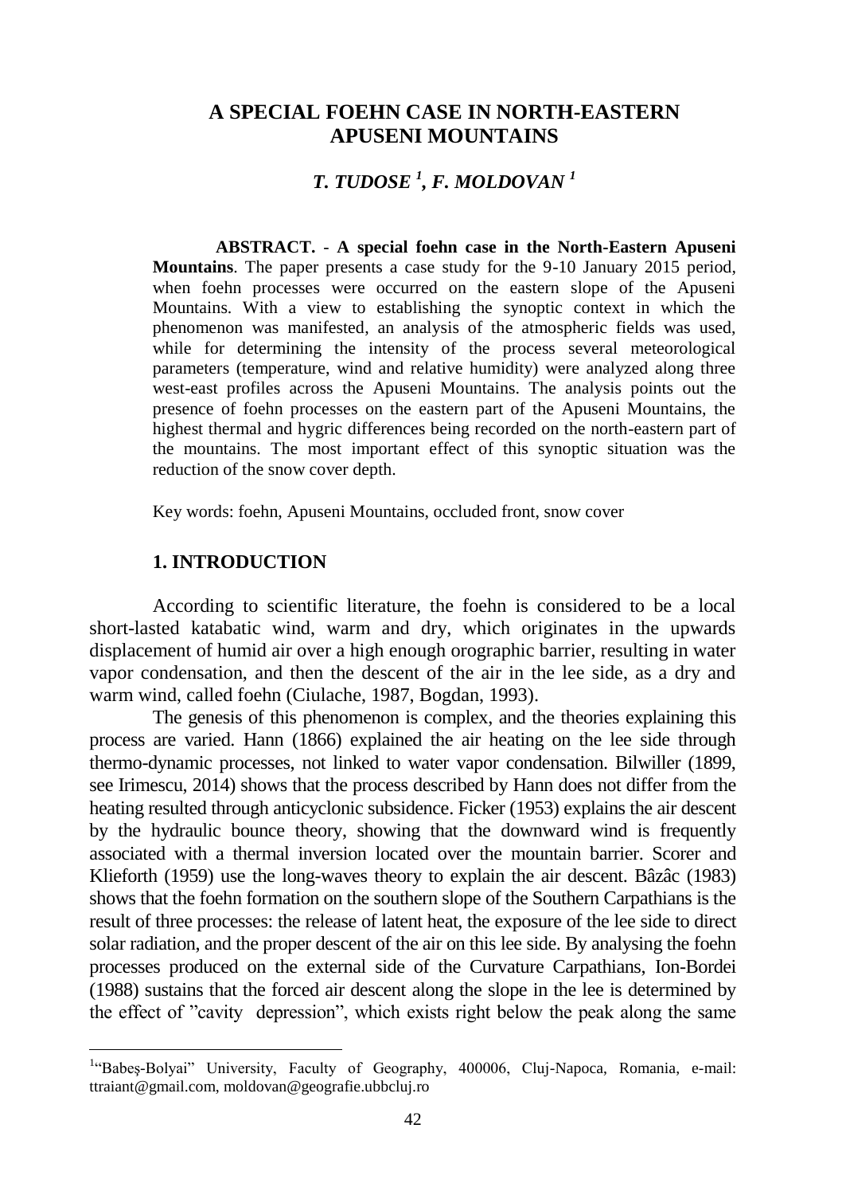# A SPECIAL FOEHN CASE IN NORTH-EASTERN APUSENI MOUNTAINS

## *T. TUDOSE [1], F. MOLDOVAN [1]*

**ABSTRACT.** - **A special foehn case in the North-Eastern Apuseni Mountains**. The paper presents a case study for the 9-10 January 2015 period, when foehn processes were occurred on the eastern slope of the Apuseni Mountains. With a view to establishing the synoptic context in which the phenomenon was manifested, an analysis of the atmospheric fields was used, while for determining the intensity of the process several meteorological parameters (temperature, wind and relative humidity) were analyzed along three west-east profiles across the Apuseni Mountains. The analysis points out the presence of foehn processes on the eastern part of the Apuseni Mountains, the highest thermal and hygric differences being recorded on the north-eastern part of the mountains. The most important effect of this synoptic situation was the reduction of the snow cover depth.

Key words: foehn, Apuseni Mountains, occluded front, snow cover

## 1. INTRODUCTION

According to scientific literature, the foehn is considered to be a local short-lasted katabatic wind, warm and dry, which originates in the upwards displacement of humid air over a high enough orographic barrier, resulting in water vapor condensation, and then the descent of the air in the lee side, as a dry and warm wind, called foehn (Ciulache, 1987, Bogdan, 1993).

The genesis of this phenomenon is complex, and the theories explaining this process are varied. Hann (1866) explained the air heating on the lee side through thermo-dynamic processes, not linked to water vapor condensation. Bilwiller (1899, see Irimescu, 2014) shows that the process described by Hann does not differ from the heating resulted through anticyclonic subsidence. Ficker (1953) explains the air descent by the hydraulic bounce theory, showing that the downward wind is frequently associated with a thermal inversion located over the mountain barrier. Scorer and Klieforth (1959) use the long-waves theory to explain the air descent. Bâzâc (1983) shows that the foehn formation on the southern slope of the Southern Carpathians is the result of three processes: the release of latent heat, the exposure of the lee side to direct solar radiation, and the proper descent of the air on this lee side. By analysing the foehn processes produced on the external side of the Curvature Carpathians, Ion-Bordei (1988) sustains that the forced air descent along the slope in the lee is determined by the effect of "cavity depression", which exists right below the peak along the same

---

[1] "Babeş-Bolyai" University, Faculty of Geography, 400006, Cluj-Napoca, Romania, e-mail: ttraiant@gmail.com, moldovan@geografie.ubbcluj.ro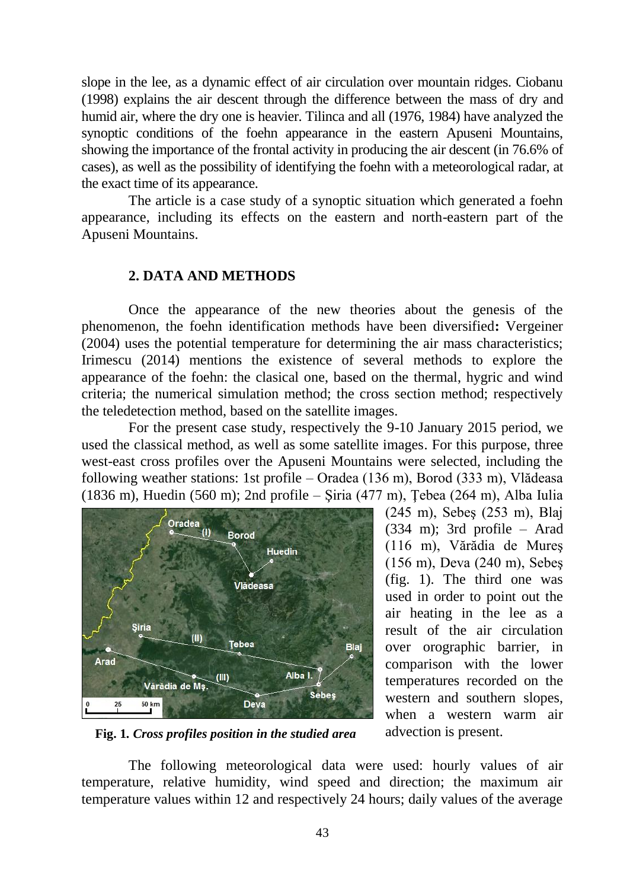slope in the lee, as a dynamic effect of air circulation over mountain ridges. Ciobanu (1998) explains the air descent through the difference between the mass of dry and humid air, where the dry one is heavier. Tilinca and all (1976, 1984) have analyzed the synoptic conditions of the foehn appearance in the eastern Apuseni Mountains, showing the importance of the frontal activity in producing the air descent (in 76.6% of cases), as well as the possibility of identifying the foehn with a meteorological radar, at the exact time of its appearance.

The article is a case study of a synoptic situation which generated a foehn appearance, including its effects on the eastern and north-eastern part of the Apuseni Mountains.

## 2. DATA AND METHODS

Once the appearance of the new theories about the genesis of the phenomenon, the foehn identification methods have been diversified**:** Vergeiner (2004) uses the potential temperature for determining the air mass characteristics; Irimescu (2014) mentions the existence of several methods to explore the appearance of the foehn: the clasical one, based on the thermal, hygric and wind criteria; the numerical simulation method; the cross section method; respectively the teledetection method, based on the satellite images.

For the present case study, respectively the 9-10 January 2015 period, we used the classical method, as well as some satellite images. For this purpose, three west-east cross profiles over the Apuseni Mountains were selected, including the following weather stations: 1st profile – Oradea (136 m), Borod (333 m), Vlădeasa (1836 m), Huedin (560 m); 2nd profile – Şiria (477 m), Ţebea (264 m), Alba Iulia (245 m), Sebeş (253 m), Blaj (334 m); 3rd profile – Arad (116 m), Vărădia de Mureş (156 m), Deva (240 m), Sebeş (fig. 1). The third one was used in order to point out the air heating in the lee as a result of the air circulation over orographic barrier, in comparison with the lower temperatures recorded on the western and southern slopes, when a western warm air advection is present.

**Fig. 1.** ***Cross profiles position in the studied area***

The following meteorological data were used: hourly values of air temperature, relative humidity, wind speed and direction; the maximum air temperature values within 12 and respectively 24 hours; daily values of the average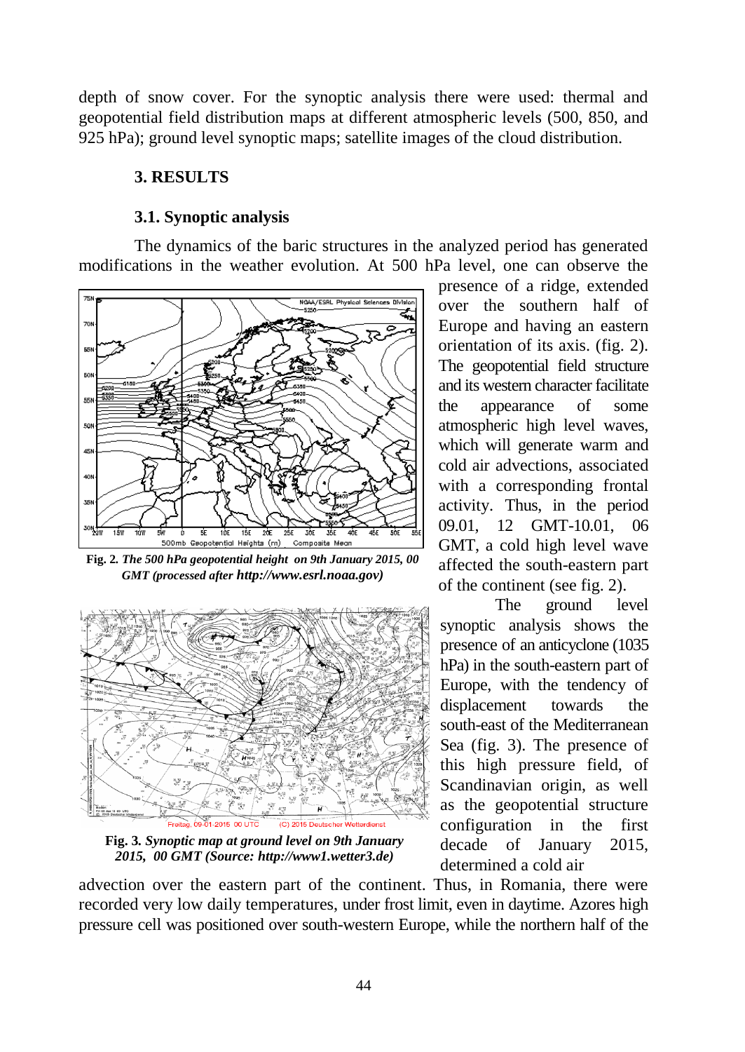depth of snow cover. For the synoptic analysis there were used: thermal and geopotential field distribution maps at different atmospheric levels (500, 850, and 925 hPa); ground level synoptic maps; satellite images of the cloud distribution.

## 3. RESULTS

### 3.1. Synoptic analysis

The dynamics of the baric structures in the analyzed period has generated modifications in the weather evolution. At 500 hPa level, one can observe the presence of a ridge, extended over the southern half of Europe and having an eastern orientation of its axis. (fig. 2). The geopotential field structure and its western character facilitate the appearance of some atmospheric high level waves, which will generate warm and cold air advections, associated with a corresponding frontal activity. Thus, in the period 09.01, 12 GMT-10.01, 06 GMT, a cold high level wave affected the south-eastern part of the continent (see fig. 2).

**Fig. 2.** ***The 500 hPa geopotential height on 9th January 2015, 00 GMT (processed after http://www.esrl.noaa.gov)***

**Fig. 3.** ***Synoptic map at ground level on 9th January 2015, 00 GMT (Source: http://www1.wetter3.de)***

The ground level synoptic analysis shows the presence of an anticyclone (1035 hPa) in the south-eastern part of Europe, with the tendency of displacement towards the south-east of the Mediterranean Sea (fig. 3). The presence of this high pressure field, of Scandinavian origin, as well as the geopotential structure configuration in the first decade of January 2015, determined a cold air advection over the eastern part of the continent. Thus, in Romania, there were recorded very low daily temperatures, under frost limit, even in daytime. Azores high pressure cell was positioned over south-western Europe, while the northern half of the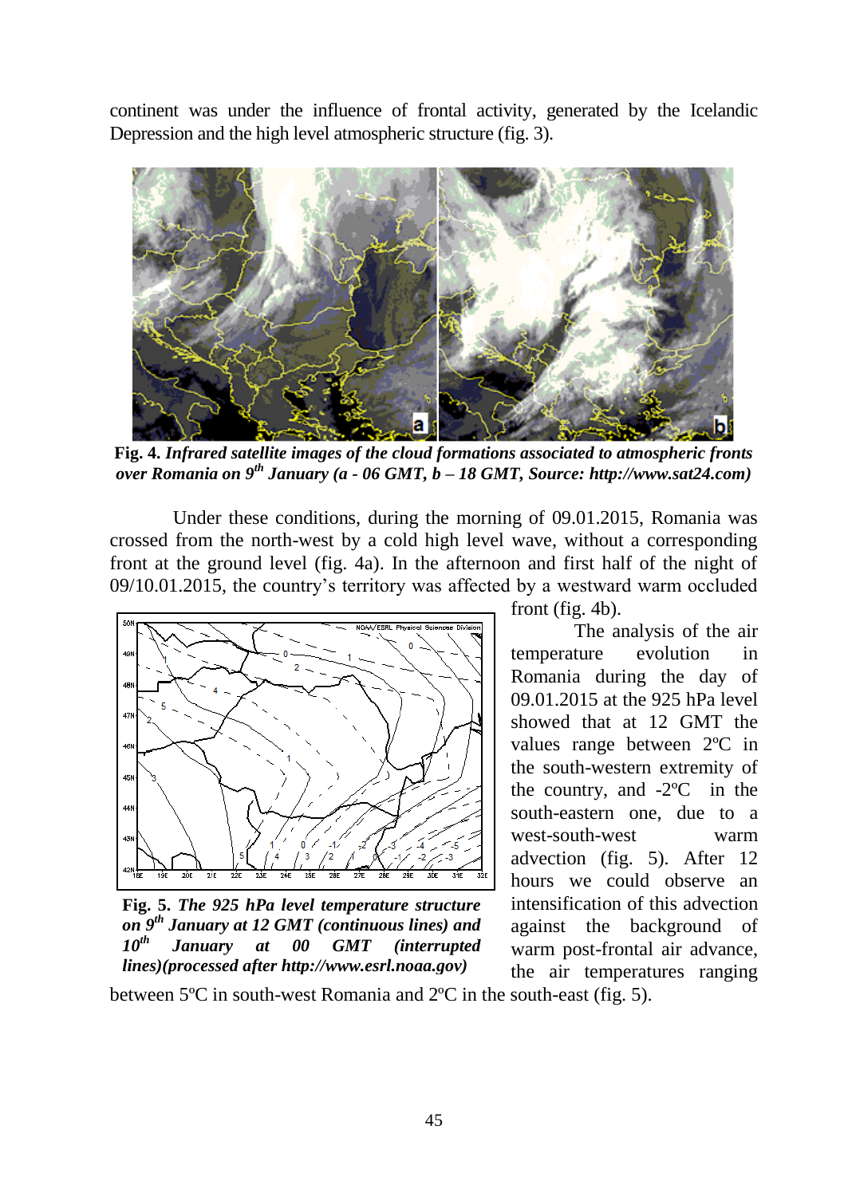continent was under the influence of frontal activity, generated by the Icelandic Depression and the high level atmospheric structure (fig. 3).

**Fig. 4.** ***Infrared satellite images of the cloud formations associated to atmospheric fronts over Romania on 9th January (a - 06 GMT, b – 18 GMT, Source: http://www.sat24.com)***

Under these conditions, during the morning of 09.01.2015, Romania was crossed from the north-west by a cold high level wave, without a corresponding front at the ground level (fig. 4a). In the afternoon and first half of the night of 09/10.01.2015, the country's territory was affected by a westward warm occluded front (fig. 4b).

The analysis of the air temperature evolution in Romania during the day of 09.01.2015 at the 925 hPa level showed that at 12 GMT the values range between 2ºC in the south-western extremity of the country, and -2ºC in the south-eastern one, due to a west-south-west warm advection (fig. 5). After 12 hours we could observe an intensification of this advection against the background of warm post-frontal air advance, the air temperatures ranging between 5ºC in south-west Romania and 2ºC in the south-east (fig. 5).

**Fig. 5.** ***The 925 hPa level temperature structure on 9th January at 12 GMT (continuous lines) and 10th January at 00 GMT (interrupted lines)(processed after http://www.esrl.noaa.gov)***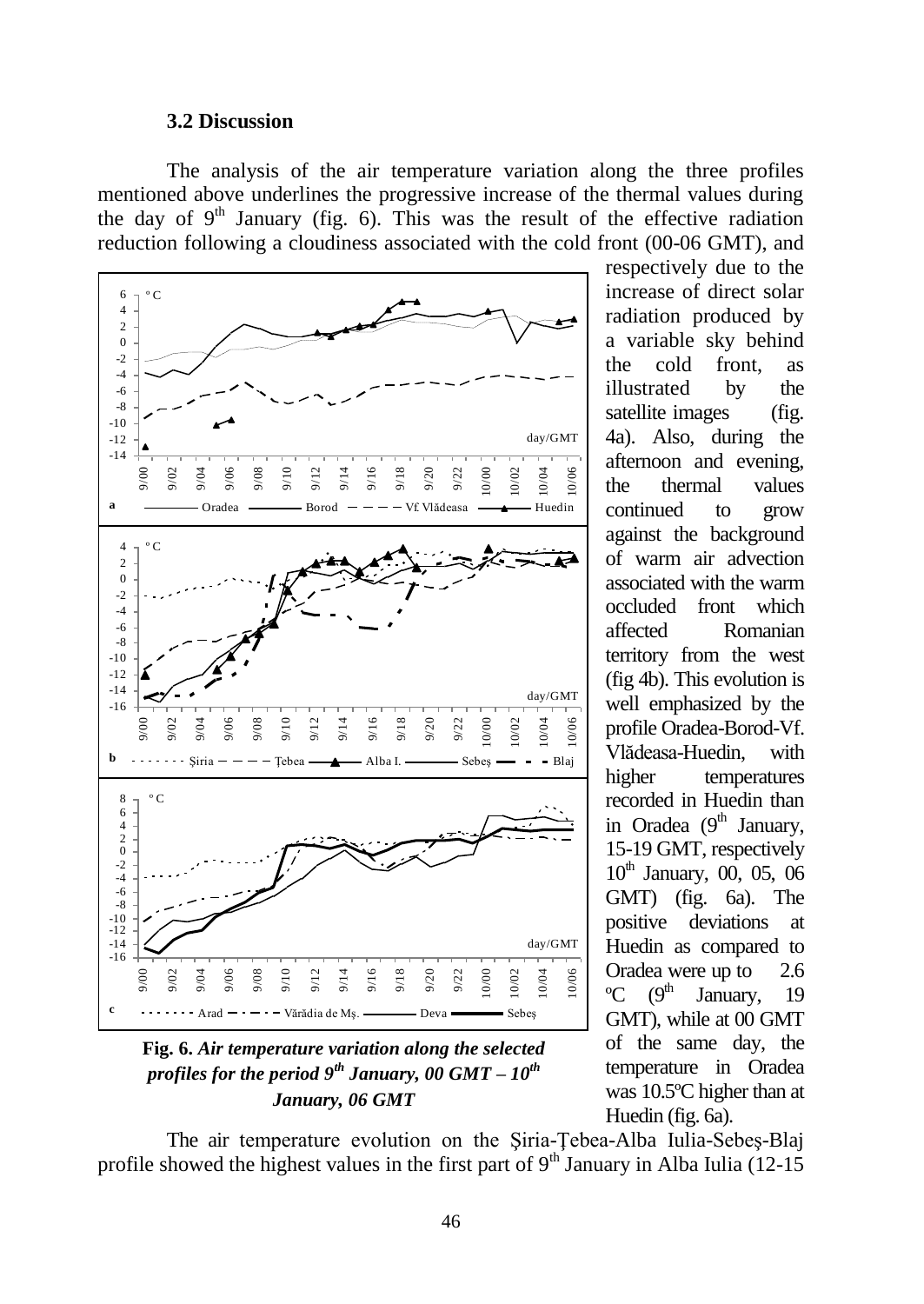### 3.2 Discussion

The analysis of the air temperature variation along the three profiles mentioned above underlines the progressive increase of the thermal values during the day of 9th January (fig. 6). This was the result of the effective radiation reduction following a cloudiness associated with the cold front (00-06 GMT), and respectively due to the increase of direct solar radiation produced by a variable sky behind the cold front, as illustrated by the satellite images (fig. 4a). Also, during the afternoon and evening, the thermal values continued to grow against the background of warm air advection associated with the warm occluded front which affected Romanian territory from the west (fig 4b). This evolution is well emphasized by the profile Oradea-Borod-Vf. Vlădeasa-Huedin, with higher temperatures recorded in Huedin than in Oradea (9th January, 15-19 GMT, respectively 10th January, 00, 05, 06 GMT) (fig. 6a). The positive deviations at Huedin as compared to Oradea were up to 2.6 ºC (9th January, 19 GMT), while at 00 GMT of the same day, the temperature in Oradea was 10.5ºC higher than at Huedin (fig. 6a).

**Fig. 6.** ***Air temperature variation along the selected profiles for the period 9th January, 00 GMT – 10th January, 06 GMT***

The air temperature evolution on the Şiria-Ţebea-Alba Iulia-Sebeş-Blaj profile showed the highest values in the first part of 9th January in Alba Iulia (12-15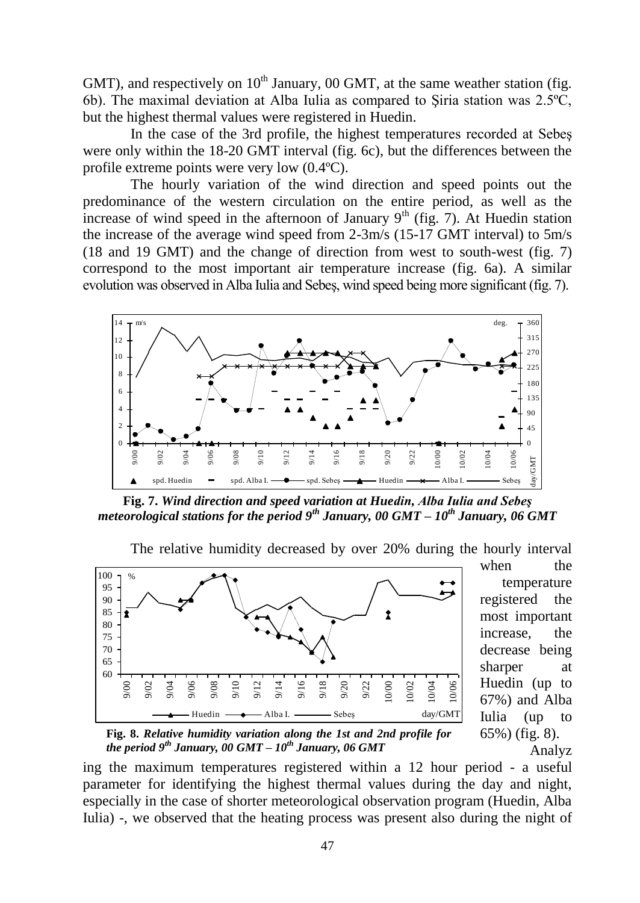GMT), and respectively on 10th January, 00 GMT, at the same weather station (fig. 6b). The maximal deviation at Alba Iulia as compared to Şiria station was 2.5ºC, but the highest thermal values were registered in Huedin.

In the case of the 3rd profile, the highest temperatures recorded at Sebeş were only within the 18-20 GMT interval (fig. 6c), but the differences between the profile extreme points were very low (0.4ºC).

The hourly variation of the wind direction and speed points out the predominance of the western circulation on the entire period, as well as the increase of wind speed in the afternoon of January 9th (fig. 7). At Huedin station the increase of the average wind speed from 2-3m/s (15-17 GMT interval) to 5m/s (18 and 19 GMT) and the change of direction from west to south-west (fig. 7) correspond to the most important air temperature increase (fig. 6a). A similar evolution was observed in Alba Iulia and Sebeş, wind speed being more significant (fig. 7).

**Fig. 7.** ***Wind direction and speed variation at Huedin, Alba Iulia and Sebeş meteorological stations for the period 9th January, 00 GMT – 10th January, 06 GMT***

The relative humidity decreased by over 20% during the hourly interval when the temperature registered the most important increase, the decrease being sharper at Huedin (up to 67%) and Alba Iulia (up to 65%) (fig. 8).

**Fig. 8.** ***Relative humidity variation along the 1st and 2nd profile for the period 9th January, 00 GMT – 10th January, 06 GMT***

Analyzing the maximum temperatures registered within a 12 hour period - a useful parameter for identifying the highest thermal values during the day and night, especially in the case of shorter meteorological observation program (Huedin, Alba Iulia) -, we observed that the heating process was present also during the night of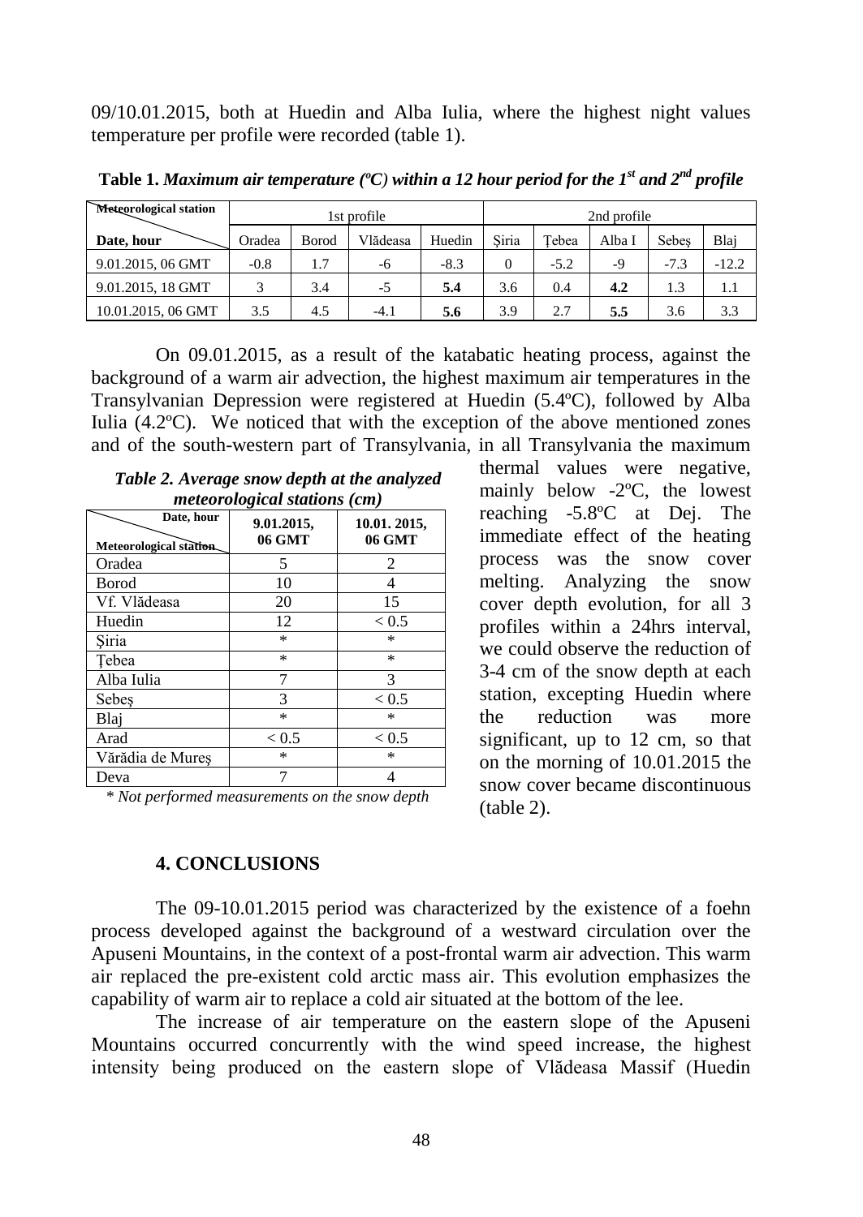09/10.01.2015, both at Huedin and Alba Iulia, where the highest night values temperature per profile were recorded (table 1).

**Table 1.** ***Maximum air temperature (ºC) within a 12 hour period for the 1st and 2nd profile***

| Meteorological station / Date, hour | 1st profile | | | | 2nd profile | | | | |
|---|---|---|---|---|---|---|---|---|---|
| | Oradea | Borod | Vlădeasa | Huedin | Șiria | Țebea | Alba I | Sebeș | Blaj |
| 9.01.2015, 06 GMT | -0.8 | 1.7 | -6 | -8.3 | 0 | -5.2 | -9 | -7.3 | -12.2 |
| 9.01.2015, 18 GMT | 3 | 3.4 | -5 | **5.4** | 3.6 | 0.4 | **4.2** | 1.3 | 1.1 |
| 10.01.2015, 06 GMT | 3.5 | 4.5 | -4.1 | **5.6** | 3.9 | 2.7 | **5.5** | 3.6 | 3.3 |

On 09.01.2015, as a result of the katabatic heating process, against the background of a warm air advection, the highest maximum air temperatures in the Transylvanian Depression were registered at Huedin (5.4ºC), followed by Alba Iulia (4.2ºC). We noticed that with the exception of the above mentioned zones and of the south-western part of Transylvania, in all Transylvania the maximum thermal values were negative, mainly below -2ºC, the lowest reaching -5.8ºC at Dej. The immediate effect of the heating process was the snow cover melting. Analyzing the snow cover depth evolution, for all 3 profiles within a 24hrs interval, we could observe the reduction of 3-4 cm of the snow depth at each station, excepting Huedin where the reduction was more significant, up to 12 cm, so that on the morning of 10.01.2015 the snow cover became discontinuous (table 2).

***Table 2. Average snow depth at the analyzed meteorological stations (cm)***

| Date, hour / Meteorological station | 9.01.2015, 06 GMT | 10.01. 2015, 06 GMT |
|---|---|---|
| Oradea | 5 | 2 |
| Borod | 10 | 4 |
| Vf. Vlădeasa | 20 | 15 |
| Huedin | 12 | < 0.5 |
| Șiria | * | * |
| Țebea | * | * |
| Alba Iulia | 7 | 3 |
| Sebeș | 3 | < 0.5 |
| Blaj | * | * |
| Arad | < 0.5 | < 0.5 |
| Vărădia de Mureș | * | * |
| Deva | 7 | 4 |

*\* Not performed measurements on the snow depth*

## 4. CONCLUSIONS

The 09-10.01.2015 period was characterized by the existence of a foehn process developed against the background of a westward circulation over the Apuseni Mountains, in the context of a post-frontal warm air advection. This warm air replaced the pre-existent cold arctic mass air. This evolution emphasizes the capability of warm air to replace a cold air situated at the bottom of the lee.

The increase of air temperature on the eastern slope of the Apuseni Mountains occurred concurrently with the wind speed increase, the highest intensity being produced on the eastern slope of Vlădeasa Massif (Huedin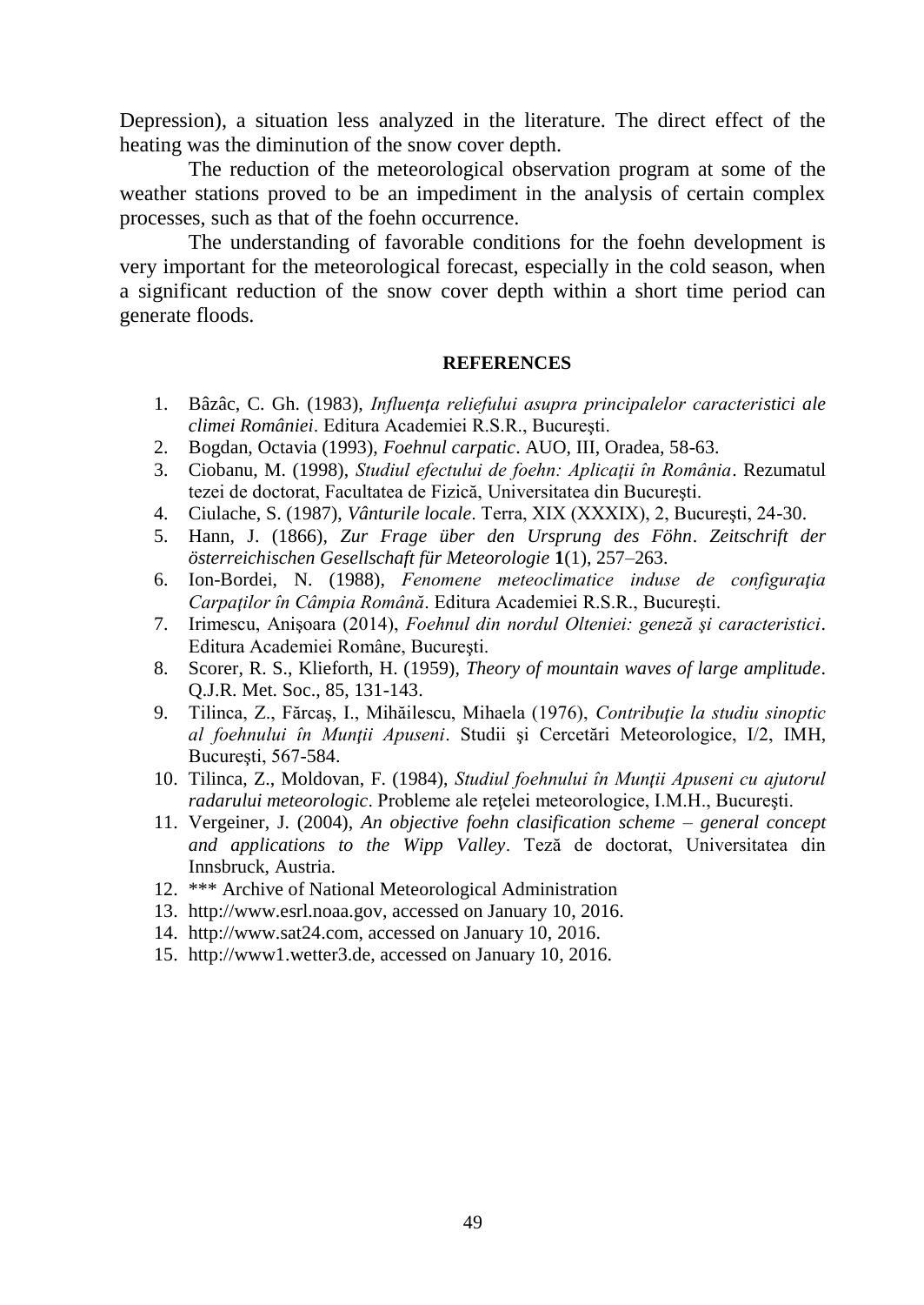Depression), a situation less analyzed in the literature. The direct effect of the heating was the diminution of the snow cover depth.

The reduction of the meteorological observation program at some of the weather stations proved to be an impediment in the analysis of certain complex processes, such as that of the foehn occurrence.

The understanding of favorable conditions for the foehn development is very important for the meteorological forecast, especially in the cold season, when a significant reduction of the snow cover depth within a short time period can generate floods.

## REFERENCES

1. Bâzâc, C. Gh. (1983), *Influenţa reliefului asupra principalelor caracteristici ale climei României*. Editura Academiei R.S.R., Bucureşti.
2. Bogdan, Octavia (1993), *Foehnul carpatic*. AUO, III, Oradea, 58-63.
3. Ciobanu, M. (1998), *Studiul efectului de foehn: Aplicaţii în România*. Rezumatul tezei de doctorat, Facultatea de Fizică, Universitatea din Bucureşti.
4. Ciulache, S. (1987), *Vânturile locale*. Terra, XIX (XXXIX), 2, Bucureşti, 24-30.
5. Hann, J. (1866), *Zur Frage über den Ursprung des Föhn*. *Zeitschrift der österreichischen Gesellschaft für Meteorologie* **1**(1), 257–263.
6. Ion-Bordei, N. (1988), *Fenomene meteoclimatice induse de configuraţia Carpaţilor în Câmpia Română*. Editura Academiei R.S.R., Bucureşti.
7. Irimescu, Anişoara (2014), *Foehnul din nordul Olteniei: geneză şi caracteristici*. Editura Academiei Române, Bucureşti.
8. Scorer, R. S., Klieforth, H. (1959), *Theory of mountain waves of large amplitude*. Q.J.R. Met. Soc., 85, 131-143.
9. Tilinca, Z., Fărcaş, I., Mihăilescu, Mihaela (1976), *Contribuţie la studiu sinoptic al foehnului în Munţii Apuseni*. Studii şi Cercetări Meteorologice, I/2, IMH, Bucureşti, 567-584.
10. Tilinca, Z., Moldovan, F. (1984), *Studiul foehnului în Munţii Apuseni cu ajutorul radarului meteorologic*. Probleme ale reţelei meteorologice, I.M.H., Bucureşti.
11. Vergeiner, J. (2004), *An objective foehn clasification scheme – general concept and applications to the Wipp Valley*. Teză de doctorat, Universitatea din Innsbruck, Austria.
12. *** Archive of National Meteorological Administration
13. http://www.esrl.noaa.gov, accessed on January 10, 2016.
14. http://www.sat24.com, accessed on January 10, 2016.
15. http://www1.wetter3.de, accessed on January 10, 2016.